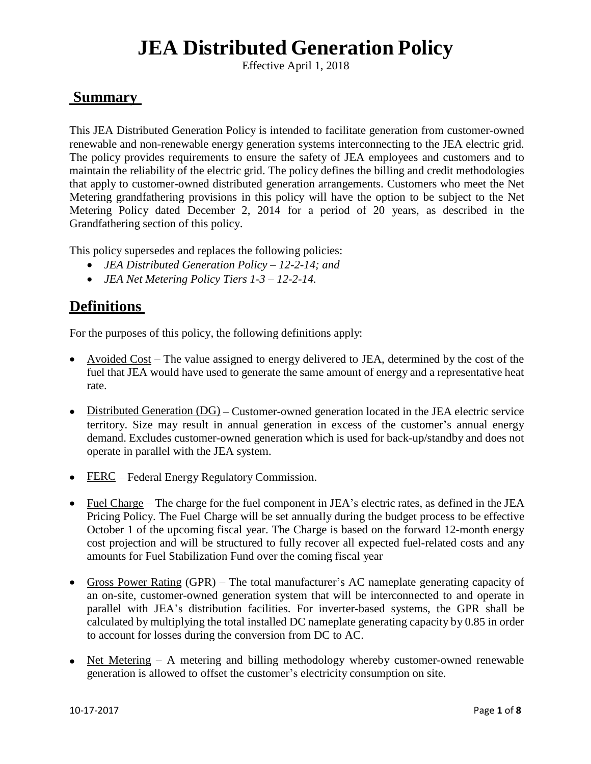# JEA Distributed Generation Policy

Effective April 1, 2018

## Summary

This JEA Distributed Generation Policy is intended to facilitate generation from customer-owned renewable and non-renewable energy generation systems interconnecting to the JEA electric grid. The policy provides requirements to ensure the safety of JEA employees and customers and to maintain the reliability of the electric grid. The policy defines the billing and credit methodologies that apply to customer-owned distributed generation arrangements. Customers who meet the Net Metering grandfathering provisions in this policy will have the option to be subject to the Net Metering Policy dated December 2, 2014 for a period of 20 years, as described in the Grandfathering section of this policy.

This policy supersedes and replaces the following policies:

- *JEA Distributed Generation Policy – 12-2-14; and*
- *JEA Net Metering Policy Tiers 1-3 – 12-2-14.*

## Definitions

For the purposes of this policy, the following definitions apply:

- Avoided Cost – The value assigned to energy delivered to JEA, determined by the cost of the fuel that JEA would have used to generate the same amount of energy and a representative heat rate.
- Distributed Generation (DG) – Customer-owned generation located in the JEA electric service territory. Size may result in annual generation in excess of the customer's annual energy demand. Excludes customer-owned generation which is used for back-up/standby and does not operate in parallel with the JEA system.
- FERC – Federal Energy Regulatory Commission.
- Fuel Charge – The charge for the fuel component in JEA's electric rates, as defined in the JEA Pricing Policy. The Fuel Charge will be set annually during the budget process to be effective October 1 of the upcoming fiscal year. The Charge is based on the forward 12-month energy cost projection and will be structured to fully recover all expected fuel-related costs and any amounts for Fuel Stabilization Fund over the coming fiscal year
- Gross Power Rating (GPR) – The total manufacturer's AC nameplate generating capacity of an on-site, customer-owned generation system that will be interconnected to and operate in parallel with JEA's distribution facilities. For inverter-based systems, the GPR shall be calculated by multiplying the total installed DC nameplate generating capacity by 0.85 in order to account for losses during the conversion from DC to AC.
- Net Metering – A metering and billing methodology whereby customer-owned renewable generation is allowed to offset the customer's electricity consumption on site.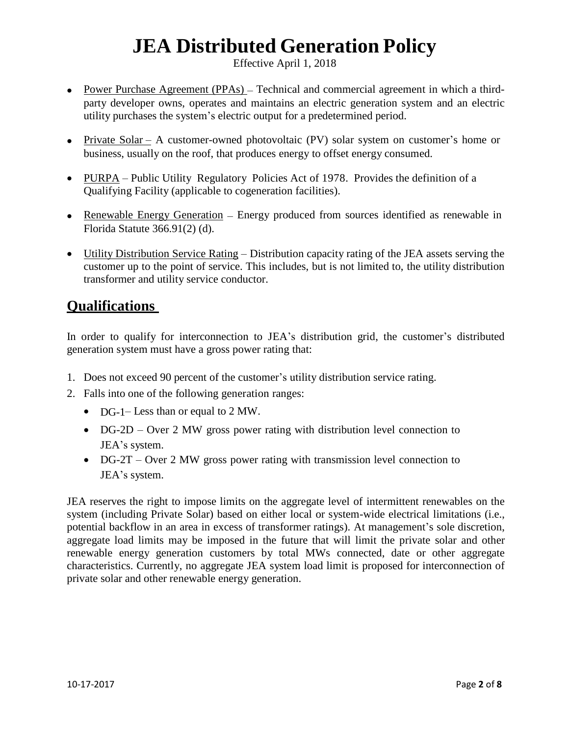- Power Purchase Agreement (PPAs) – Technical and commercial agreement in which a third-party developer owns, operates and maintains an electric generation system and an electric utility purchases the system's electric output for a predetermined period.

- Private Solar – A customer-owned photovoltaic (PV) solar system on customer's home or business, usually on the roof, that produces energy to offset energy consumed.

- PURPA – Public Utility Regulatory Policies Act of 1978. Provides the definition of a Qualifying Facility (applicable to cogeneration facilities).

- Renewable Energy Generation – Energy produced from sources identified as renewable in Florida Statute 366.91(2) (d).

- Utility Distribution Service Rating – Distribution capacity rating of the JEA assets serving the customer up to the point of service. This includes, but is not limited to, the utility distribution transformer and utility service conductor.

## Qualifications

In order to qualify for interconnection to JEA's distribution grid, the customer's distributed generation system must have a gross power rating that:

1. Does not exceed 90 percent of the customer's utility distribution service rating.
2. Falls into one of the following generation ranges:
   - DG-1– Less than or equal to 2 MW.
   - DG-2D – Over 2 MW gross power rating with distribution level connection to JEA's system.
   - DG-2T – Over 2 MW gross power rating with transmission level connection to JEA's system.

JEA reserves the right to impose limits on the aggregate level of intermittent renewables on the system (including Private Solar) based on either local or system-wide electrical limitations (i.e., potential backflow in an area in excess of transformer ratings). At management's sole discretion, aggregate load limits may be imposed in the future that will limit the private solar and other renewable energy generation customers by total MWs connected, date or other aggregate characteristics. Currently, no aggregate JEA system load limit is proposed for interconnection of private solar and other renewable energy generation.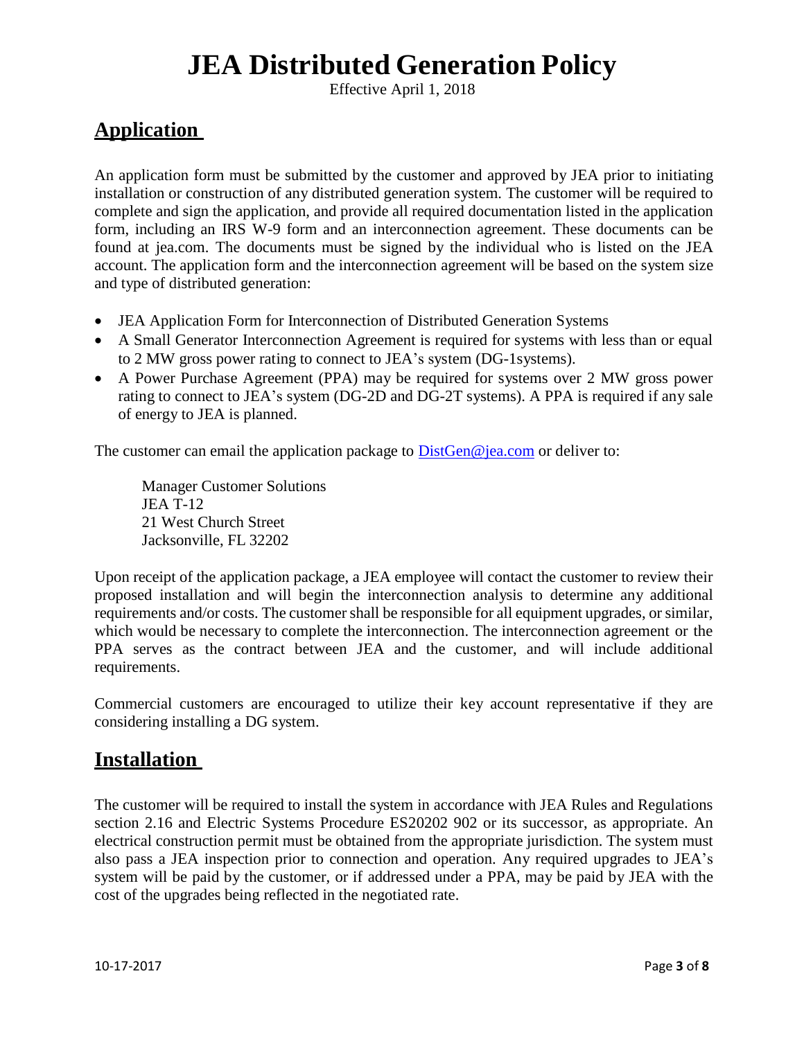# JEA Distributed Generation Policy

Effective April 1, 2018

## Application

An application form must be submitted by the customer and approved by JEA prior to initiating installation or construction of any distributed generation system. The customer will be required to complete and sign the application, and provide all required documentation listed in the application form, including an IRS W-9 form and an interconnection agreement. These documents can be found at jea.com. The documents must be signed by the individual who is listed on the JEA account. The application form and the interconnection agreement will be based on the system size and type of distributed generation:

- JEA Application Form for Interconnection of Distributed Generation Systems
- A Small Generator Interconnection Agreement is required for systems with less than or equal to 2 MW gross power rating to connect to JEA's system (DG-1systems).
- A Power Purchase Agreement (PPA) may be required for systems over 2 MW gross power rating to connect to JEA's system (DG-2D and DG-2T systems). A PPA is required if any sale of energy to JEA is planned.

The customer can email the application package to DistGen@jea.com or deliver to:

Manager Customer Solutions
JEA T-12
21 West Church Street
Jacksonville, FL 32202

Upon receipt of the application package, a JEA employee will contact the customer to review their proposed installation and will begin the interconnection analysis to determine any additional requirements and/or costs. The customer shall be responsible for all equipment upgrades, or similar, which would be necessary to complete the interconnection. The interconnection agreement or the PPA serves as the contract between JEA and the customer, and will include additional requirements.

Commercial customers are encouraged to utilize their key account representative if they are considering installing a DG system.

## Installation

The customer will be required to install the system in accordance with JEA Rules and Regulations section 2.16 and Electric Systems Procedure ES20202 902 or its successor, as appropriate. An electrical construction permit must be obtained from the appropriate jurisdiction. The system must also pass a JEA inspection prior to connection and operation. Any required upgrades to JEA's system will be paid by the customer, or if addressed under a PPA, may be paid by JEA with the cost of the upgrades being reflected in the negotiated rate.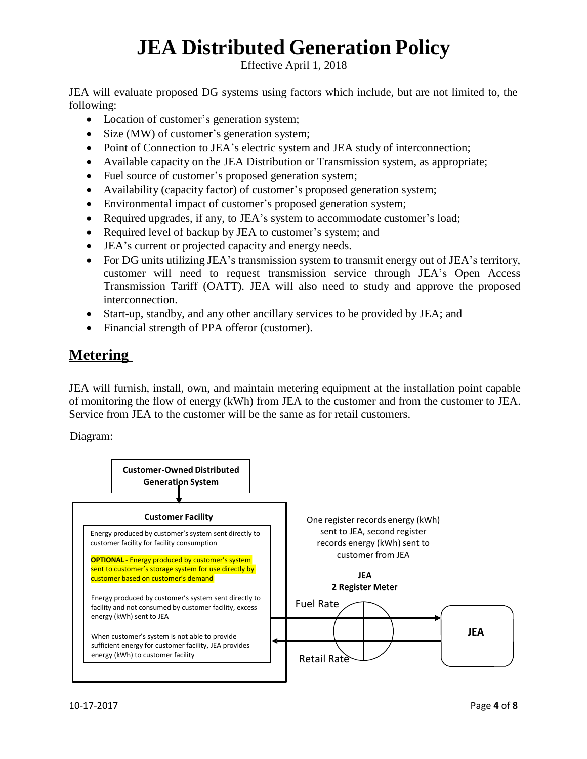# JEA Distributed Generation Policy

Effective April 1, 2018

JEA will evaluate proposed DG systems using factors which include, but are not limited to, the following:

- Location of customer's generation system;
- Size (MW) of customer's generation system;
- Point of Connection to JEA's electric system and JEA study of interconnection;
- Available capacity on the JEA Distribution or Transmission system, as appropriate;
- Fuel source of customer's proposed generation system;
- Availability (capacity factor) of customer's proposed generation system;
- Environmental impact of customer's proposed generation system;
- Required upgrades, if any, to JEA's system to accommodate customer's load;
- Required level of backup by JEA to customer's system; and
- JEA's current or projected capacity and energy needs.
- For DG units utilizing JEA's transmission system to transmit energy out of JEA's territory, customer will need to request transmission service through JEA's Open Access Transmission Tariff (OATT). JEA will also need to study and approve the proposed interconnection.
- Start-up, standby, and any other ancillary services to be provided by JEA; and
- Financial strength of PPA offeror (customer).

## Metering

JEA will furnish, install, own, and maintain metering equipment at the installation point capable of monitoring the flow of energy (kWh) from JEA to the customer and from the customer to JEA. Service from JEA to the customer will be the same as for retail customers.

Diagram:

**Customer-Owned Distributed Generation System**

**Customer Facility**

- Energy produced by customer's system sent directly to customer facility for facility consumption
- **OPTIONAL** - Energy produced by customer's system sent to customer's storage system for use directly by customer based on customer's demand
- Energy produced by customer's system sent directly to facility and not consumed by customer facility, excess energy (kWh) sent to JEA
- When customer's system is not able to provide sufficient energy for customer facility, JEA provides energy (kWh) to customer facility

One register records energy (kWh) sent to JEA, second register records energy (kWh) sent to customer from JEA

**JEA 2 Register Meter**

Fuel Rate

Retail Rate

**JEA**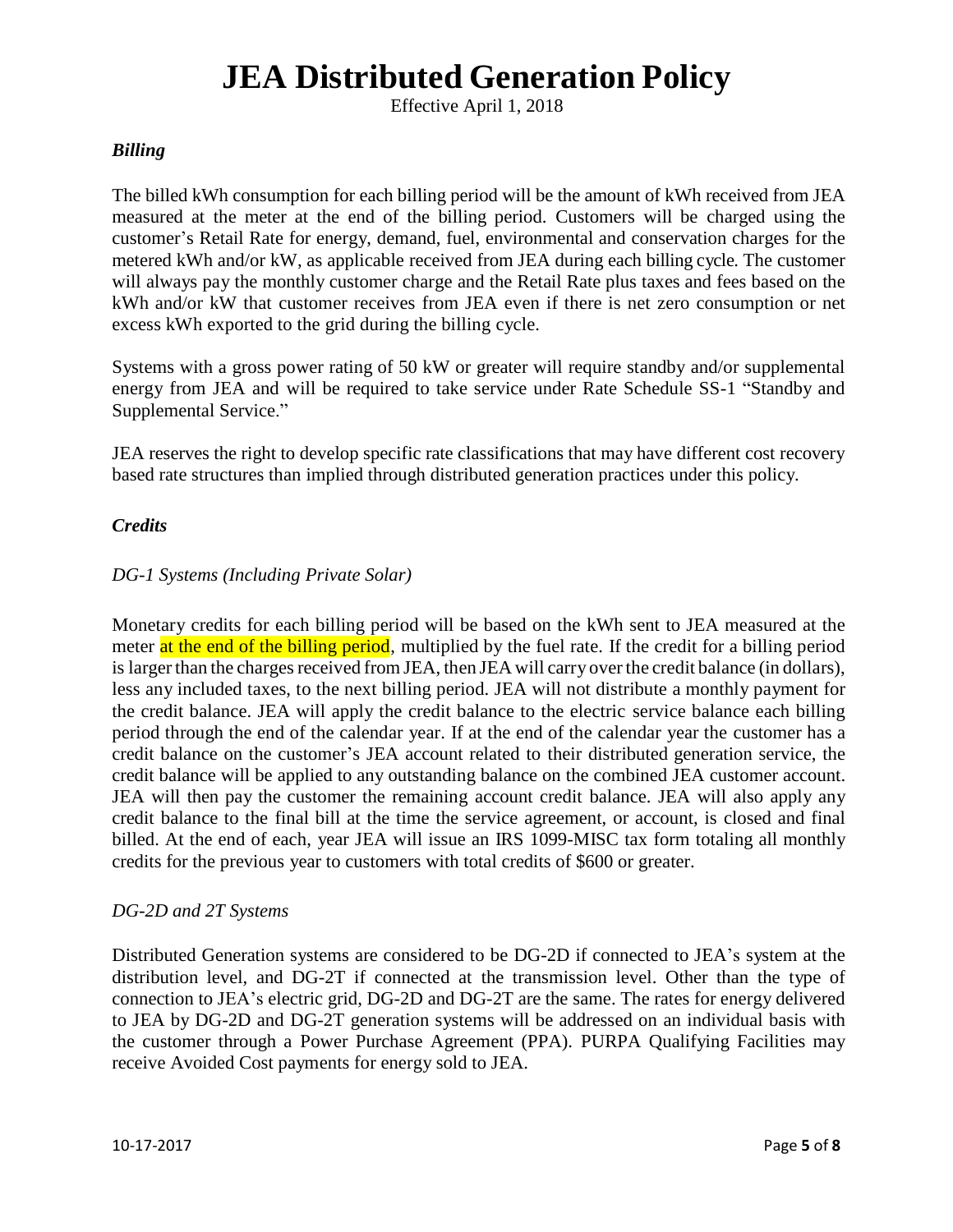# JEA Distributed Generation Policy

Effective April 1, 2018

### *Billing*

The billed kWh consumption for each billing period will be the amount of kWh received from JEA measured at the meter at the end of the billing period. Customers will be charged using the customer's Retail Rate for energy, demand, fuel, environmental and conservation charges for the metered kWh and/or kW, as applicable received from JEA during each billing cycle. The customer will always pay the monthly customer charge and the Retail Rate plus taxes and fees based on the kWh and/or kW that customer receives from JEA even if there is net zero consumption or net excess kWh exported to the grid during the billing cycle.

Systems with a gross power rating of 50 kW or greater will require standby and/or supplemental energy from JEA and will be required to take service under Rate Schedule SS-1 "Standby and Supplemental Service."

JEA reserves the right to develop specific rate classifications that may have different cost recovery based rate structures than implied through distributed generation practices under this policy.

### *Credits*

#### *DG-1 Systems (Including Private Solar)*

Monetary credits for each billing period will be based on the kWh sent to JEA measured at the meter at the end of the billing period, multiplied by the fuel rate. If the credit for a billing period is larger than the charges received from JEA, then JEA will carry over the credit balance (in dollars), less any included taxes, to the next billing period. JEA will not distribute a monthly payment for the credit balance. JEA will apply the credit balance to the electric service balance each billing period through the end of the calendar year. If at the end of the calendar year the customer has a credit balance on the customer's JEA account related to their distributed generation service, the credit balance will be applied to any outstanding balance on the combined JEA customer account. JEA will then pay the customer the remaining account credit balance. JEA will also apply any credit balance to the final bill at the time the service agreement, or account, is closed and final billed. At the end of each, year JEA will issue an IRS 1099-MISC tax form totaling all monthly credits for the previous year to customers with total credits of $600 or greater.

#### *DG-2D and 2T Systems*

Distributed Generation systems are considered to be DG-2D if connected to JEA's system at the distribution level, and DG-2T if connected at the transmission level. Other than the type of connection to JEA's electric grid, DG-2D and DG-2T are the same. The rates for energy delivered to JEA by DG-2D and DG-2T generation systems will be addressed on an individual basis with the customer through a Power Purchase Agreement (PPA). PURPA Qualifying Facilities may receive Avoided Cost payments for energy sold to JEA.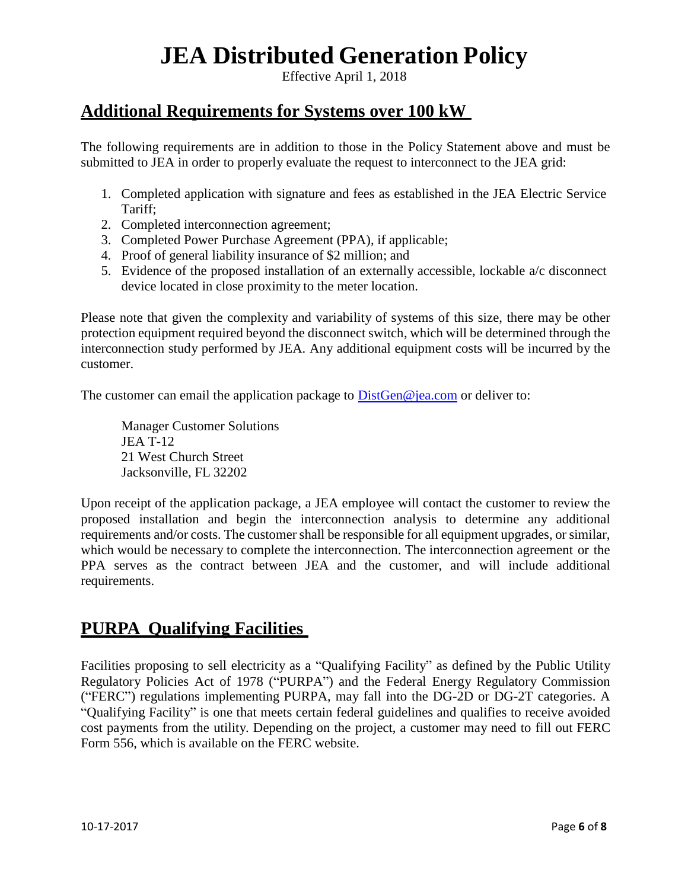# JEA Distributed Generation Policy

Effective April 1, 2018

## Additional Requirements for Systems over 100 kW

The following requirements are in addition to those in the Policy Statement above and must be submitted to JEA in order to properly evaluate the request to interconnect to the JEA grid:

1. Completed application with signature and fees as established in the JEA Electric Service Tariff;
2. Completed interconnection agreement;
3. Completed Power Purchase Agreement (PPA), if applicable;
4. Proof of general liability insurance of $2 million; and
5. Evidence of the proposed installation of an externally accessible, lockable a/c disconnect device located in close proximity to the meter location.

Please note that given the complexity and variability of systems of this size, there may be other protection equipment required beyond the disconnect switch, which will be determined through the interconnection study performed by JEA. Any additional equipment costs will be incurred by the customer.

The customer can email the application package to DistGen@jea.com or deliver to:

Manager Customer Solutions
JEA T-12
21 West Church Street
Jacksonville, FL 32202

Upon receipt of the application package, a JEA employee will contact the customer to review the proposed installation and begin the interconnection analysis to determine any additional requirements and/or costs. The customer shall be responsible for all equipment upgrades, or similar, which would be necessary to complete the interconnection. The interconnection agreement or the PPA serves as the contract between JEA and the customer, and will include additional requirements.

## PURPA Qualifying Facilities

Facilities proposing to sell electricity as a "Qualifying Facility" as defined by the Public Utility Regulatory Policies Act of 1978 ("PURPA") and the Federal Energy Regulatory Commission ("FERC") regulations implementing PURPA, may fall into the DG-2D or DG-2T categories. A "Qualifying Facility" is one that meets certain federal guidelines and qualifies to receive avoided cost payments from the utility. Depending on the project, a customer may need to fill out FERC Form 556, which is available on the FERC website.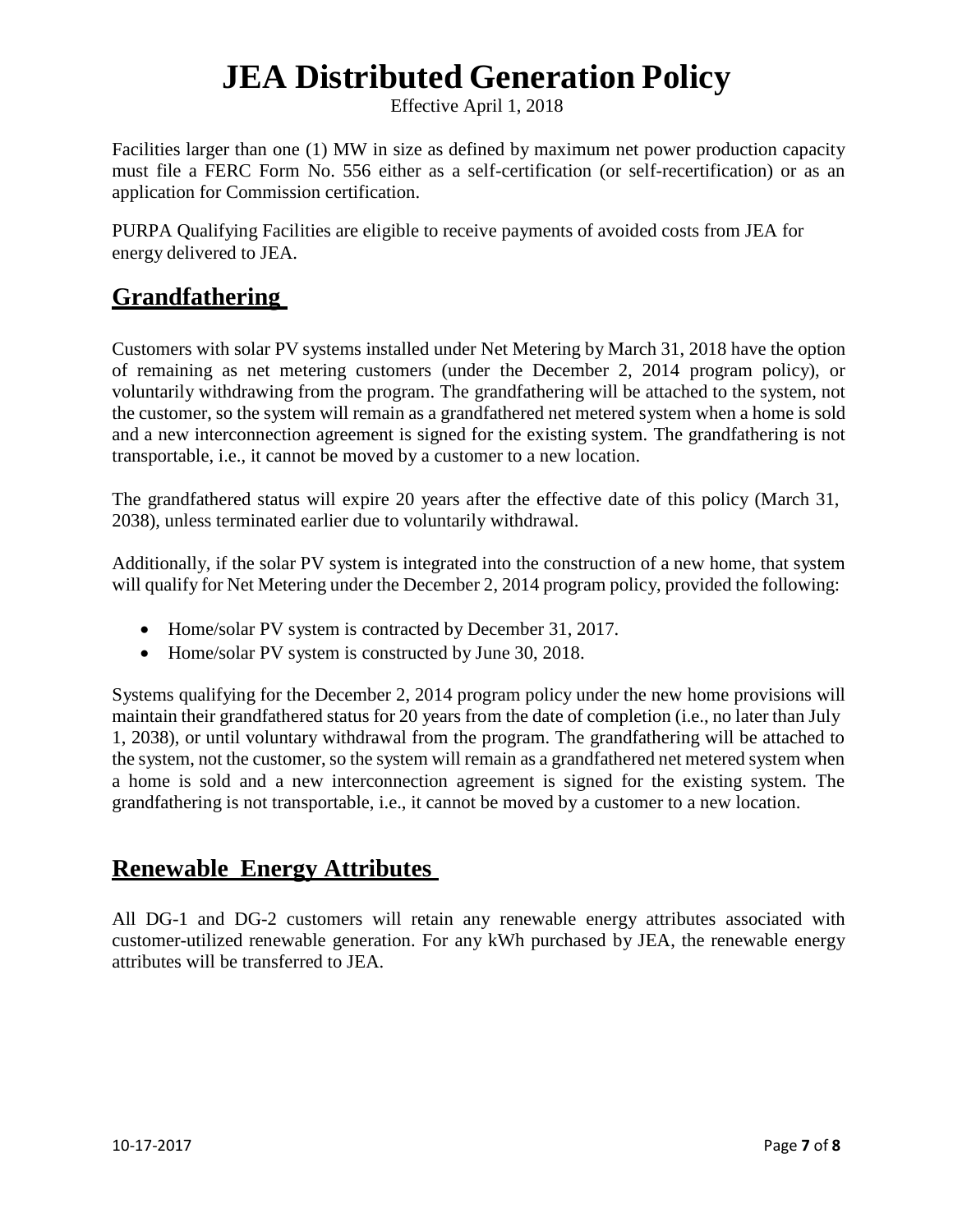Facilities larger than one (1) MW in size as defined by maximum net power production capacity must file a FERC Form No. 556 either as a self-certification (or self-recertification) or as an application for Commission certification.

PURPA Qualifying Facilities are eligible to receive payments of avoided costs from JEA for energy delivered to JEA.

## Grandfathering

Customers with solar PV systems installed under Net Metering by March 31, 2018 have the option of remaining as net metering customers (under the December 2, 2014 program policy), or voluntarily withdrawing from the program. The grandfathering will be attached to the system, not the customer, so the system will remain as a grandfathered net metered system when a home is sold and a new interconnection agreement is signed for the existing system. The grandfathering is not transportable, i.e., it cannot be moved by a customer to a new location.

The grandfathered status will expire 20 years after the effective date of this policy (March 31, 2038), unless terminated earlier due to voluntarily withdrawal.

Additionally, if the solar PV system is integrated into the construction of a new home, that system will qualify for Net Metering under the December 2, 2014 program policy, provided the following:

- Home/solar PV system is contracted by December 31, 2017.
- Home/solar PV system is constructed by June 30, 2018.

Systems qualifying for the December 2, 2014 program policy under the new home provisions will maintain their grandfathered status for 20 years from the date of completion (i.e., no later than July 1, 2038), or until voluntary withdrawal from the program. The grandfathering will be attached to the system, not the customer, so the system will remain as a grandfathered net metered system when a home is sold and a new interconnection agreement is signed for the existing system. The grandfathering is not transportable, i.e., it cannot be moved by a customer to a new location.

## Renewable Energy Attributes

All DG-1 and DG-2 customers will retain any renewable energy attributes associated with customer-utilized renewable generation. For any kWh purchased by JEA, the renewable energy attributes will be transferred to JEA.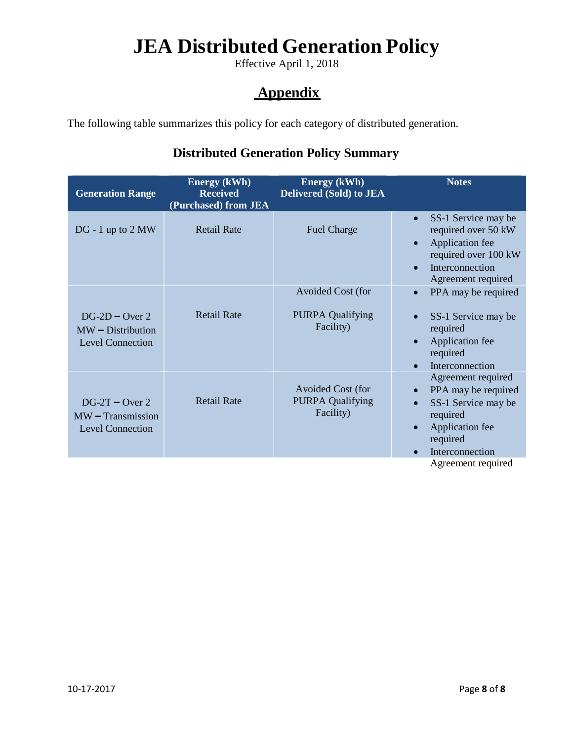# JEA Distributed Generation Policy

Effective April 1, 2018

## Appendix

The following table summarizes this policy for each category of distributed generation.

### Distributed Generation Policy Summary

| Generation Range | Energy (kWh) Received (Purchased) from JEA | Energy (kWh) Delivered (Sold) to JEA | Notes |
|---|---|---|---|
| DG - 1 up to 2 MW | Retail Rate | Fuel Charge | • SS-1 Service may be required over 50 kW<br>• Application fee required over 100 kW<br>• Interconnection Agreement required |
| DG-2D – Over 2 MW – Distribution Level Connection | Retail Rate | Avoided Cost (for PURPA Qualifying Facility) | • PPA may be required<br>• SS-1 Service may be required<br>• Application fee required<br>• Interconnection Agreement required |
| DG-2T – Over 2 MW – Transmission Level Connection | Retail Rate | Avoided Cost (for PURPA Qualifying Facility) | • PPA may be required<br>• SS-1 Service may be required<br>• Application fee required<br>• Interconnection Agreement required |

10-17-2017